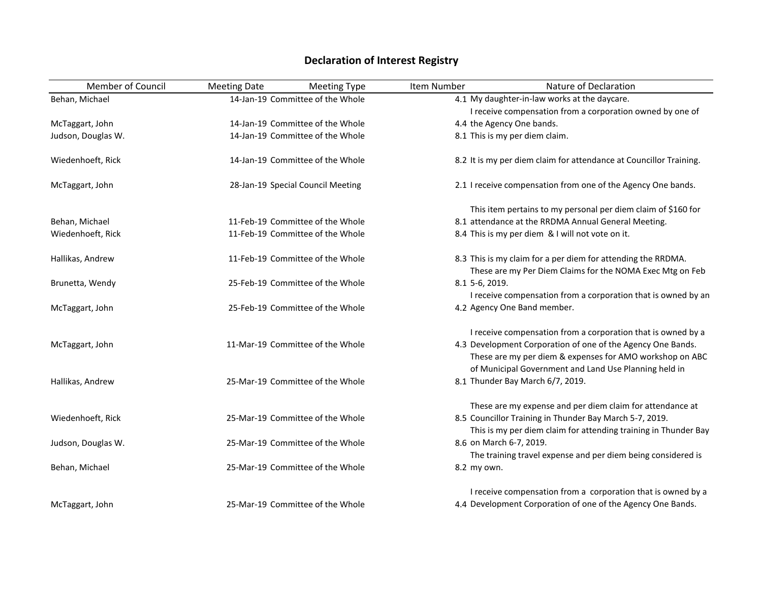# Declaration of Interest Registry

| Member of Council | Meeting Date | Meeting Type | Item Number | Nature of Declaration |
|---|---|---|---|---|
| Behan, Michael | 14-Jan-19 | Committee of the Whole | 4.1 | My daughter-in-law works at the daycare. |
| McTaggart, John | 14-Jan-19 | Committee of the Whole | 4.4 | I receive compensation from a corporation owned by one of the Agency One bands. |
| Judson, Douglas W. | 14-Jan-19 | Committee of the Whole | 8.1 | This is my per diem claim. |
| Wiedenhoeft, Rick | 14-Jan-19 | Committee of the Whole | 8.2 | It is my per diem claim for attendance at Councillor Training. |
| McTaggart, John | 28-Jan-19 | Special Council Meeting | 2.1 | I receive compensation from one of the Agency One bands. |
| Behan, Michael | 11-Feb-19 | Committee of the Whole | 8.1 | This item pertains to my personal per diem claim of $160 for attendance at the RRDMA Annual General Meeting. |
| Wiedenhoeft, Rick | 11-Feb-19 | Committee of the Whole | 8.4 | This is my per diem & I will not vote on it. |
| Hallikas, Andrew | 11-Feb-19 | Committee of the Whole | 8.3 | This is my claim for a per diem for attending the RRDMA. |
| Brunetta, Wendy | 25-Feb-19 | Committee of the Whole | 8.1 | These are my Per Diem Claims for the NOMA Exec Mtg on Feb 5-6, 2019. |
| McTaggart, John | 25-Feb-19 | Committee of the Whole | 4.2 | I receive compensation from a corporation that is owned by an Agency One Band member. |
| McTaggart, John | 11-Mar-19 | Committee of the Whole | 4.3 | I receive compensation from a corporation that is owned by a Development Corporation of one of the Agency One Bands. |
| Hallikas, Andrew | 25-Mar-19 | Committee of the Whole | 8.1 | These are my per diem & expenses for AMO workshop on ABC of Municipal Government and Land Use Planning held in Thunder Bay March 6/7, 2019. |
| Wiedenhoeft, Rick | 25-Mar-19 | Committee of the Whole | 8.5 | These are my expense and per diem claim for attendance at Councillor Training in Thunder Bay March 5-7, 2019. |
| Judson, Douglas W. | 25-Mar-19 | Committee of the Whole | 8.6 | This is my per diem claim for attending training in Thunder Bay on March 6-7, 2019. |
| Behan, Michael | 25-Mar-19 | Committee of the Whole | 8.2 | The training travel expense and per diem being considered is my own. |
| McTaggart, John | 25-Mar-19 | Committee of the Whole | 4.4 | I receive compensation from a corporation that is owned by a Development Corporation of one of the Agency One Bands. |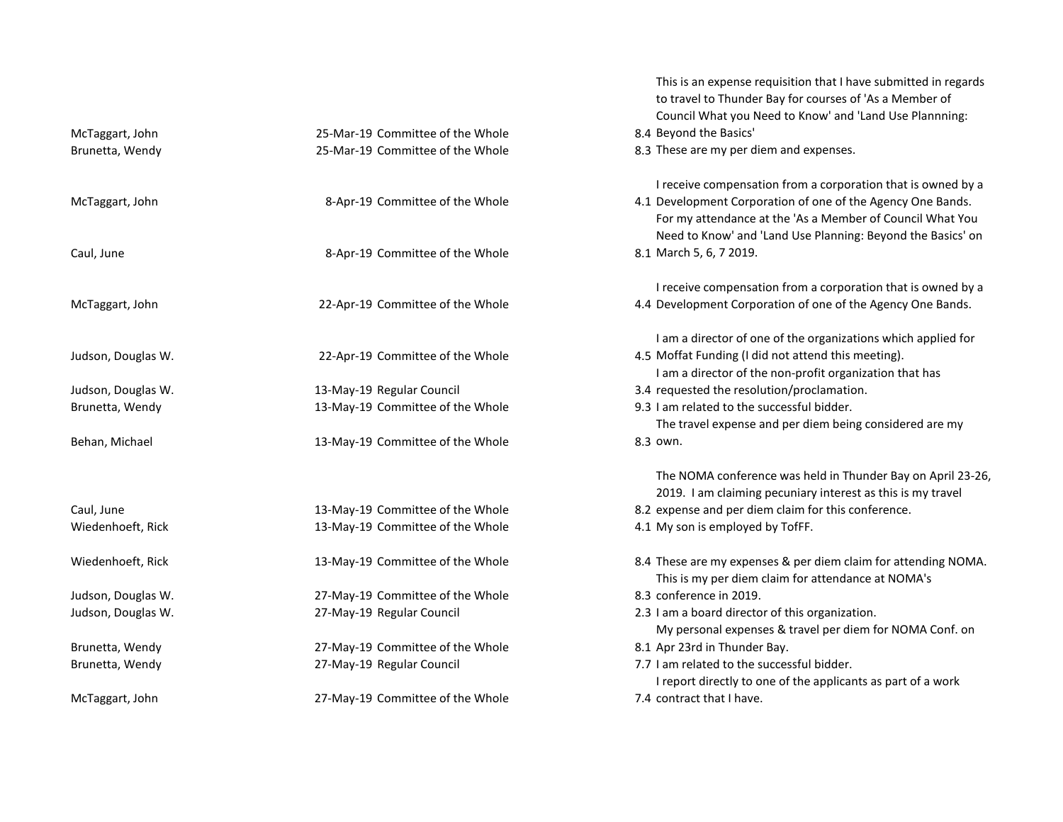| | | | |
|---|---|---|---|
| McTaggart, John | 25-Mar-19 Committee of the Whole | 8.4 | This is an expense requisition that I have submitted in regards to travel to Thunder Bay for courses of 'As a Member of Council What you Need to Know' and 'Land Use Plannning: Beyond the Basics' |
| Brunetta, Wendy | 25-Mar-19 Committee of the Whole | 8.3 | These are my per diem and expenses. |
| McTaggart, John | 8-Apr-19 Committee of the Whole | 4.1 | I receive compensation from a corporation that is owned by a Development Corporation of one of the Agency One Bands. |
| Caul, June | 8-Apr-19 Committee of the Whole | 8.1 | For my attendance at the 'As a Member of Council What You Need to Know' and 'Land Use Planning: Beyond the Basics' on March 5, 6, 7 2019. |
| McTaggart, John | 22-Apr-19 Committee of the Whole | 4.4 | I receive compensation from a corporation that is owned by a Development Corporation of one of the Agency One Bands. |
| Judson, Douglas W. | 22-Apr-19 Committee of the Whole | 4.5 | I am a director of one of the organizations which applied for Moffat Funding (I did not attend this meeting). |
| Judson, Douglas W. | 13-May-19 Regular Council | 3.4 | I am a director of the non-profit organization that has requested the resolution/proclamation. |
| Brunetta, Wendy | 13-May-19 Committee of the Whole | 9.3 | I am related to the successful bidder. |
| Behan, Michael | 13-May-19 Committee of the Whole | 8.3 | The travel expense and per diem being considered are my own. |
| Caul, June | 13-May-19 Committee of the Whole | 8.2 | The NOMA conference was held in Thunder Bay on April 23-26, 2019. I am claiming pecuniary interest as this is my travel expense and per diem claim for this conference. |
| Wiedenhoeft, Rick | 13-May-19 Committee of the Whole | 4.1 | My son is employed by TofFF. |
| Wiedenhoeft, Rick | 13-May-19 Committee of the Whole | 8.4 | These are my expenses & per diem claim for attending NOMA. |
| Judson, Douglas W. | 27-May-19 Committee of the Whole | 8.3 | This is my per diem claim for attendance at NOMA's conference in 2019. |
| Judson, Douglas W. | 27-May-19 Regular Council | 2.3 | I am a board director of this organization. |
| Brunetta, Wendy | 27-May-19 Committee of the Whole | 8.1 | My personal expenses & travel per diem for NOMA Conf. on Apr 23rd in Thunder Bay. |
| Brunetta, Wendy | 27-May-19 Regular Council | 7.7 | I am related to the successful bidder. |
| McTaggart, John | 27-May-19 Committee of the Whole | 7.4 | I report directly to one of the applicants as part of a work contract that I have. |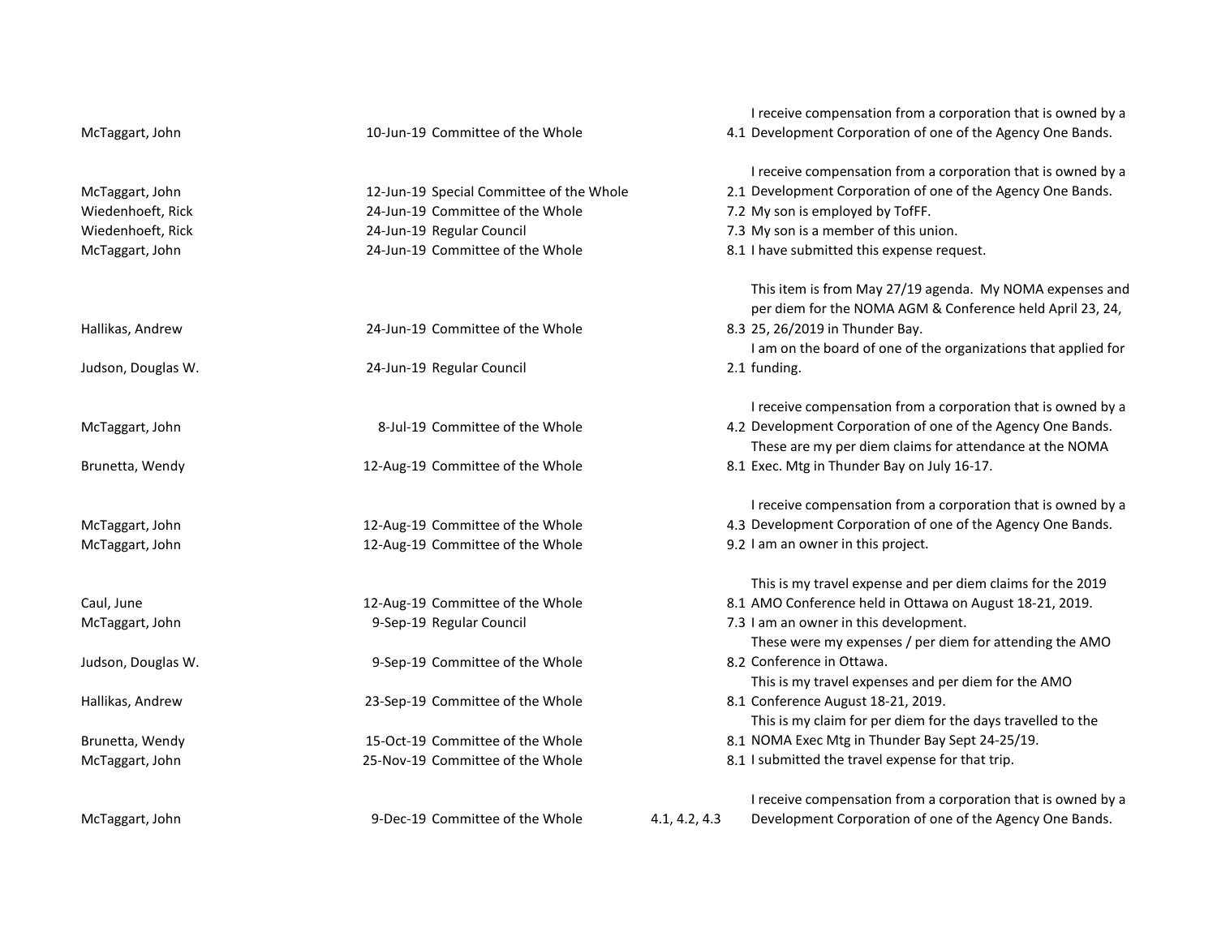| | | | | |
|---|---|---|---|---|
| McTaggart, John | 10-Jun-19 | Committee of the Whole | 4.1 | I receive compensation from a corporation that is owned by a Development Corporation of one of the Agency One Bands. |
| McTaggart, John | 12-Jun-19 | Special Committee of the Whole | 2.1 | I receive compensation from a corporation that is owned by a Development Corporation of one of the Agency One Bands. |
| Wiedenhoeft, Rick | 24-Jun-19 | Committee of the Whole | 7.2 | My son is employed by TofFF. |
| Wiedenhoeft, Rick | 24-Jun-19 | Regular Council | 7.3 | My son is a member of this union. |
| McTaggart, John | 24-Jun-19 | Committee of the Whole | 8.1 | I have submitted this expense request. |
| Hallikas, Andrew | 24-Jun-19 | Committee of the Whole | 8.3 | This item is from May 27/19 agenda. My NOMA expenses and per diem for the NOMA AGM & Conference held April 23, 24, 25, 26/2019 in Thunder Bay. |
| Judson, Douglas W. | 24-Jun-19 | Regular Council | 2.1 | I am on the board of one of the organizations that applied for funding. |
| McTaggart, John | 8-Jul-19 | Committee of the Whole | 4.2 | I receive compensation from a corporation that is owned by a Development Corporation of one of the Agency One Bands. |
| Brunetta, Wendy | 12-Aug-19 | Committee of the Whole | 8.1 | These are my per diem claims for attendance at the NOMA Exec. Mtg in Thunder Bay on July 16-17. |
| McTaggart, John | 12-Aug-19 | Committee of the Whole | 4.3 | I receive compensation from a corporation that is owned by a Development Corporation of one of the Agency One Bands. |
| McTaggart, John | 12-Aug-19 | Committee of the Whole | 9.2 | I am an owner in this project. |
| Caul, June | 12-Aug-19 | Committee of the Whole | 8.1 | This is my travel expense and per diem claims for the 2019 AMO Conference held in Ottawa on August 18-21, 2019. |
| McTaggart, John | 9-Sep-19 | Regular Council | 7.3 | I am an owner in this development. |
| Judson, Douglas W. | 9-Sep-19 | Committee of the Whole | 8.2 | These were my expenses / per diem for attending the AMO Conference in Ottawa. |
| Hallikas, Andrew | 23-Sep-19 | Committee of the Whole | 8.1 | This is my travel expenses and per diem for the AMO Conference August 18-21, 2019. |
| Brunetta, Wendy | 15-Oct-19 | Committee of the Whole | 8.1 | This is my claim for per diem for the days travelled to the NOMA Exec Mtg in Thunder Bay Sept 24-25/19. |
| McTaggart, John | 25-Nov-19 | Committee of the Whole | 8.1 | I submitted the travel expense for that trip. |
| McTaggart, John | 9-Dec-19 | Committee of the Whole | 4.1, 4.2, 4.3 | I receive compensation from a corporation that is owned by a Development Corporation of one of the Agency One Bands. |